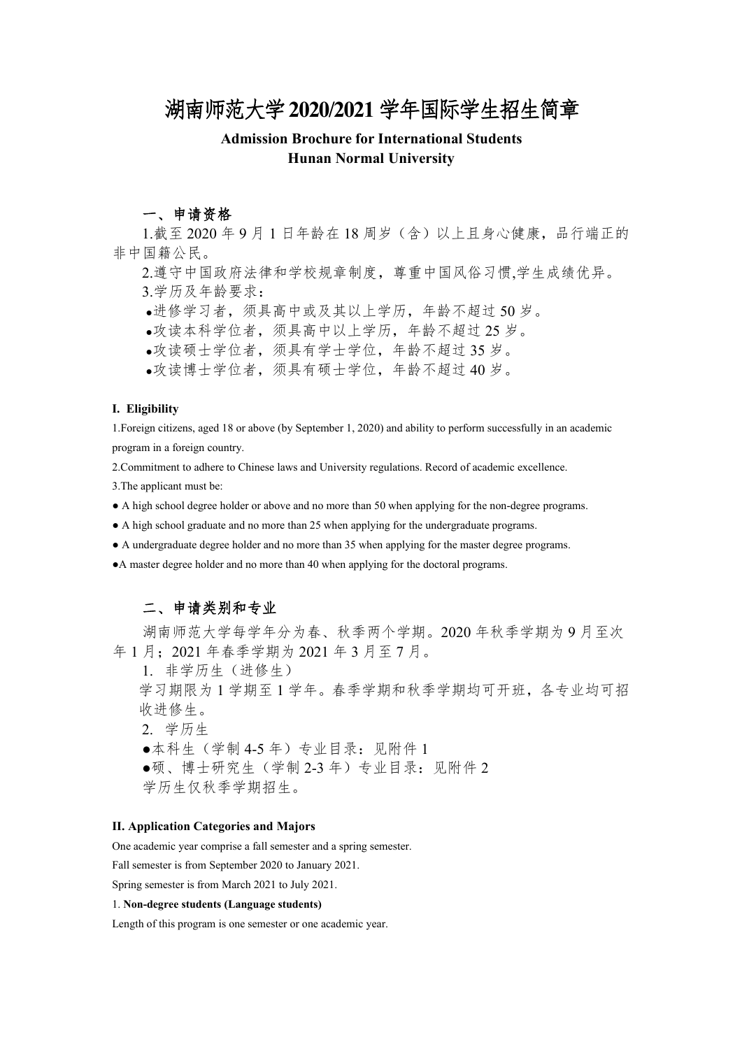# 湖南师范大学2020/2021学年国际学生招生简章

**Admission Brochure for International Students**
**Hunan Normal University**

## 一、申请资格

1.截至2020年9月1日年龄在18周岁（含）以上且身心健康，品行端正的非中国籍公民。

2.遵守中国政府法律和学校规章制度，尊重中国风俗习惯,学生成绩优异。

3.学历及年龄要求：

- 进修学习者，须具高中或及其以上学历，年龄不超过50岁。
- 攻读本科学位者，须具高中以上学历，年龄不超过25岁。
- 攻读硕士学位者，须具有学士学位，年龄不超过35岁。
- 攻读博士学位者，须具有硕士学位，年龄不超过40岁。

### I. Eligibility

1.Foreign citizens, aged 18 or above (by September 1, 2020) and ability to perform successfully in an academic program in a foreign country.

2.Commitment to adhere to Chinese laws and University regulations. Record of academic excellence.

3.The applicant must be:

- A high school degree holder or above and no more than 50 when applying for the non-degree programs.
- A high school graduate and no more than 25 when applying for the undergraduate programs.
- A undergraduate degree holder and no more than 35 when applying for the master degree programs.
- A master degree holder and no more than 40 when applying for the doctoral programs.

## 二、申请类别和专业

湖南师范大学每学年分为春、秋季两个学期。2020年秋季学期为9月至次年1月；2021年春季学期为2021年3月至7月。

1. 非学历生（进修生）

学习期限为1学期至1学年。春季学期和秋季学期均可开班，各专业均可招收进修生。

2. 学历生

- 本科生（学制4-5年）专业目录：见附件1
- 硕、博士研究生（学制2-3年）专业目录：见附件2

学历生仅秋季学期招生。

### II. Application Categories and Majors

One academic year comprise a fall semester and a spring semester.

Fall semester is from September 2020 to January 2021.

Spring semester is from March 2021 to July 2021.

1. **Non-degree students (Language students)**

Length of this program is one semester or one academic year.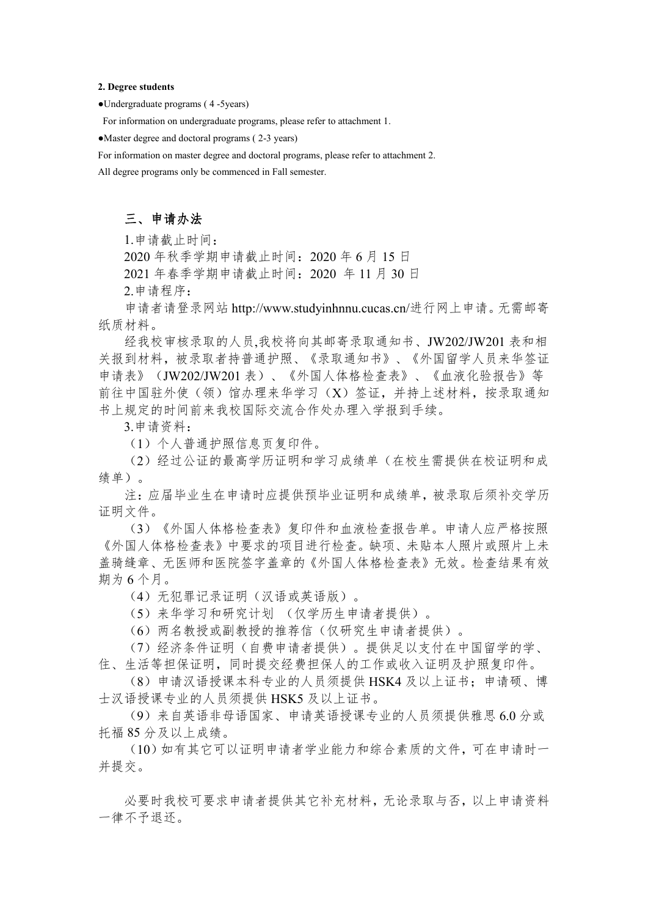**2. Degree students**

●Undergraduate programs ( 4 -5years)

For information on undergraduate programs, please refer to attachment 1.

●Master degree and doctoral programs ( 2-3 years)

For information on master degree and doctoral programs, please refer to attachment 2.

All degree programs only be commenced in Fall semester.

## 三、申请办法

1.申请截止时间：

2020 年秋季学期申请截止时间：2020 年 6 月 15 日

2021 年春季学期申请截止时间：2020 年 11 月 30 日

2.申请程序：

申请者请登录网站 http://www.studyinhnnu.cucas.cn/进行网上申请。无需邮寄纸质材料。

经我校审核录取的人员,我校将向其邮寄录取通知书、JW202/JW201 表和相关报到材料，被录取者持普通护照、《录取通知书》、《外国留学人员来华签证申请表》（JW202/JW201 表）、《外国人体格检查表》、《血液化验报告》等前往中国驻外使（领）馆办理来华学习（X）签证，并持上述材料，按录取通知书上规定的时间前来我校国际交流合作处办理入学报到手续。

3.申请资料：

（1）个人普通护照信息页复印件。

（2）经过公证的最高学历证明和学习成绩单（在校生需提供在校证明和成绩单）。

注：应届毕业生在申请时应提供预毕业证明和成绩单，被录取后须补交学历证明文件。

（3）《外国人体格检查表》复印件和血液检查报告单。申请人应严格按照《外国人体格检查表》中要求的项目进行检查。缺项、未贴本人照片或照片上未盖骑缝章、无医师和医院签字盖章的《外国人体格检查表》无效。检查结果有效期为 6 个月。

（4）无犯罪记录证明（汉语或英语版）。

（5）来华学习和研究计划 （仅学历生申请者提供）。

（6）两名教授或副教授的推荐信（仅研究生申请者提供）。

（7）经济条件证明（自费申请者提供）。提供足以支付在中国留学的学、住、生活等担保证明，同时提交经费担保人的工作或收入证明及护照复印件。

（8）申请汉语授课本科专业的人员须提供 HSK4 及以上证书；申请硕、博士汉语授课专业的人员须提供 HSK5 及以上证书。

（9）来自英语非母语国家、申请英语授课专业的人员须提供雅思 6.0 分或托福 85 分及以上成绩。

（10）如有其它可以证明申请者学业能力和综合素质的文件，可在申请时一并提交。

必要时我校可要求申请者提供其它补充材料，无论录取与否，以上申请资料一律不予退还。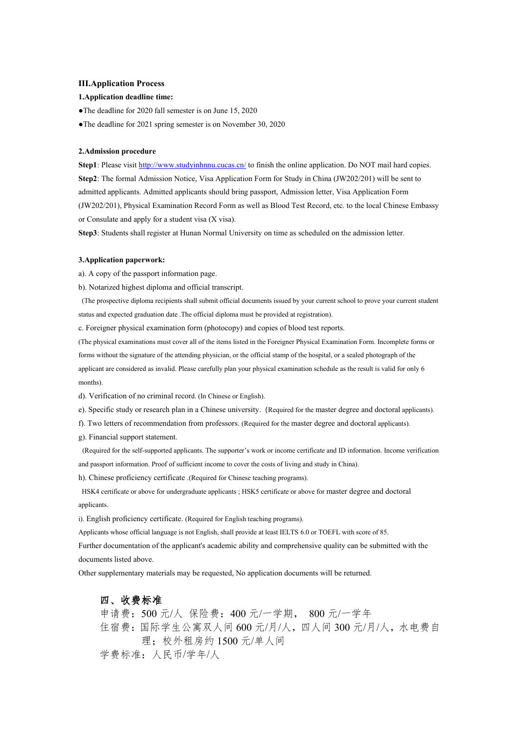## III.Application Process

### 1.Application deadline time:

●The deadline for 2020 fall semester is on June 15, 2020

●The deadline for 2021 spring semester is on November 30, 2020

### 2.Admission procedure

**Step1**: Please visit http://www.studyinhnnu.cucas.cn/ to finish the online application. Do NOT mail hard copies.

**Step2**: The formal Admission Notice, Visa Application Form for Study in China (JW202/201) will be sent to admitted applicants. Admitted applicants should bring passport, Admission letter, Visa Application Form (JW202/201), Physical Examination Record Form as well as Blood Test Record, etc. to the local Chinese Embassy or Consulate and apply for a student visa (X visa).

**Step3**: Students shall register at Hunan Normal University on time as scheduled on the admission letter.

### 3.Application paperwork:

a). A copy of the passport information page.

b). Notarized highest diploma and official transcript.

(The prospective diploma recipients shall submit official documents issued by your current school to prove your current student status and expected graduation date .The official diploma must be provided at registration).

c. Foreigner physical examination form (photocopy) and copies of blood test reports.

(The physical examinations must cover all of the items listed in the Foreigner Physical Examination Form. Incomplete forms or forms without the signature of the attending physician, or the official stamp of the hospital, or a sealed photograph of the applicant are considered as invalid. Please carefully plan your physical examination schedule as the result is valid for only 6 months).

d). Verification of no criminal record. (In Chinese or English).

e). Specific study or research plan in a Chinese university. (Required for the master degree and doctoral applicants).

f). Two letters of recommendation from professors. (Required for the master degree and doctoral applicants).

g). Financial support statement.

(Required for the self-supported applicants. The supporter's work or income certificate and ID information. Income verification and passport information. Proof of sufficient income to cover the costs of living and study in China).

h). Chinese proficiency certificate .(Required for Chinese teaching programs).

HSK4 certificate or above for undergraduate applicants ; HSK5 certificate or above for master degree and doctoral applicants.

i). English proficiency certificate. (Required for English teaching programs).

Applicants whose official language is not English, shall provide at least IELTS 6.0 or TOEFL with score of 85.

Further documentation of the applicant's academic ability and comprehensive quality can be submitted with the documents listed above.

Other supplementary materials may be requested, No application documents will be returned.

## 四、收费标准

申请费：500 元/人 保险费：400 元/一学期， 800 元/一学年

住宿费：国际学生公寓双人间 600 元/月/人，四人间 300 元/月/人，水电费自理；校外租房约 1500 元/单人间

学费标准：人民币/学年/人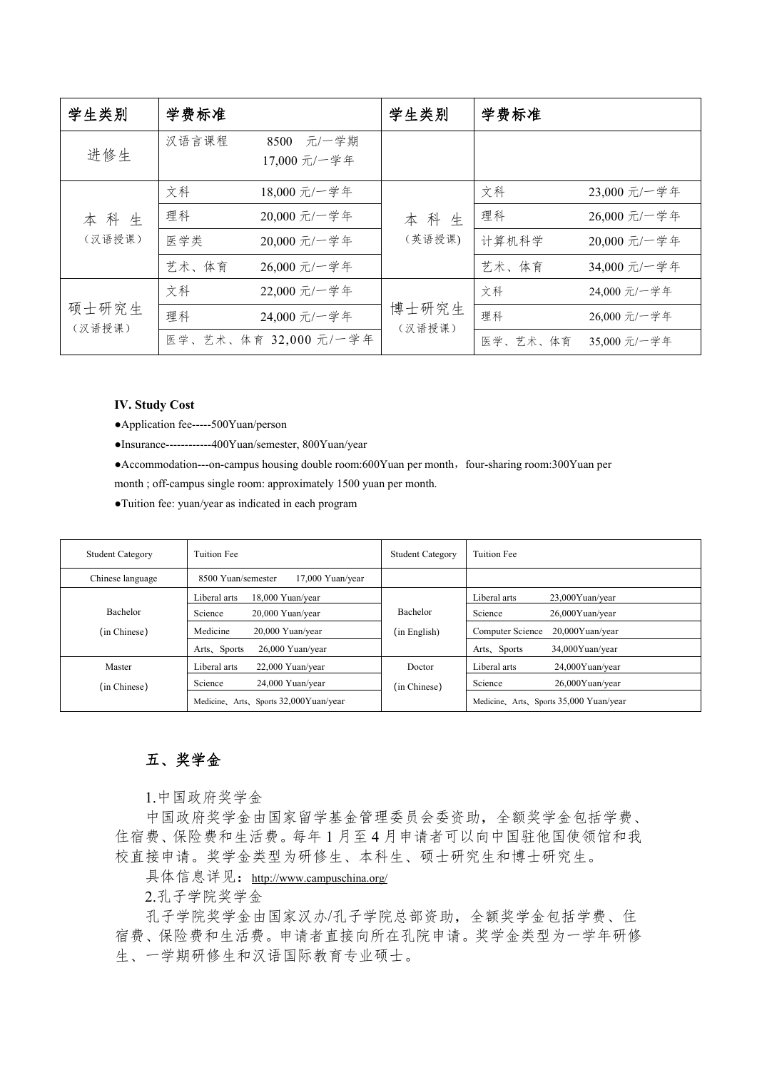| 学生类别 | 学费标准 | | 学生类别 | 学费标准 | |
|---|---|---|---|---|---|
| 进修生 | 汉语言课程 | 8500 元/一学期<br>17,000 元/一学年 | | | |
| 本 科 生<br>（汉语授课） | 文科 | 18,000 元/一学年 | 本 科 生<br>（英语授课） | 文科 | 23,000 元/一学年 |
| | 理科 | 20,000 元/一学年 | | 理科 | 26,000 元/一学年 |
| | 医学类 | 20,000 元/一学年 | | 计算机科学 | 20,000 元/一学年 |
| | 艺术、体育 | 26,000 元/一学年 | | 艺术、体育 | 34,000 元/一学年 |
| 硕士研究生<br>（汉语授课） | 文科 | 22,000 元/一学年 | 博士研究生<br>（汉语授课） | 文科 | 24,000 元/一学年 |
| | 理科 | 24,000 元/一学年 | | 理科 | 26,000 元/一学年 |
| | 医学、艺术、体育 | 32,000 元/一学年 | | 医学、艺术、体育 | 35,000 元/一学年 |

**IV. Study Cost**

●Application fee-----500Yuan/person

●Insurance------------400Yuan/semester, 800Yuan/year

●Accommodation---on-campus housing double room:600Yuan per month，four-sharing room:300Yuan per month ; off-campus single room: approximately 1500 yuan per month.

●Tuition fee: yuan/year as indicated in each program

| Student Category | Tuition Fee | | Student Category | Tuition Fee | |
|---|---|---|---|---|---|
| Chinese language | 8500 Yuan/semester | 17,000 Yuan/year | | | |
| Bachelor<br>(in Chinese) | Liberal arts | 18,000 Yuan/year | Bachelor<br>(in English) | Liberal arts | 23,000Yuan/year |
| | Science | 20,000 Yuan/year | | Science | 26,000Yuan/year |
| | Medicine | 20,000 Yuan/year | | Computer Science | 20,000Yuan/year |
| | Arts、Sports | 26,000 Yuan/year | | Arts、Sports | 34,000Yuan/year |
| Master<br>(in Chinese) | Liberal arts | 22,000 Yuan/year | Doctor<br>(in Chinese) | Liberal arts | 24,000Yuan/year |
| | Science | 24,000 Yuan/year | | Science | 26,000Yuan/year |
| | Medicine、Arts、Sports | 32,000Yuan/year | | Medicine、Arts、Sports | 35,000 Yuan/year |

## 五、奖学金

1.中国政府奖学金

中国政府奖学金由国家留学基金管理委员会委资助，全额奖学金包括学费、住宿费、保险费和生活费。每年 1 月至 4 月申请者可以向中国驻他国使领馆和我校直接申请。奖学金类型为研修生、本科生、硕士研究生和博士研究生。

具体信息详见：http://www.campuschina.org/

2.孔子学院奖学金

孔子学院奖学金由国家汉办/孔子学院总部资助，全额奖学金包括学费、住宿费、保险费和生活费。申请者直接向所在孔院申请。奖学金类型为一学年研修生、一学期研修生和汉语国际教育专业硕士。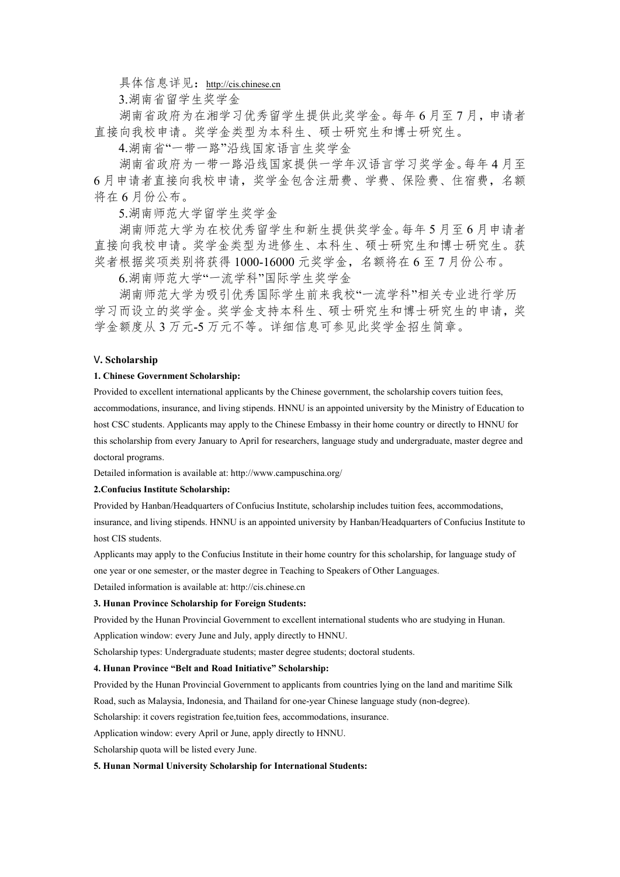具体信息详见：http://cis.chinese.cn

3.湖南省留学生奖学金

湖南省政府为在湘学习优秀留学生提供此奖学金。每年 6 月至 7 月，申请者直接向我校申请。奖学金类型为本科生、硕士研究生和博士研究生。

4.湖南省“一带一路”沿线国家语言生奖学金

湖南省政府为一带一路沿线国家提供一学年汉语言学习奖学金。每年 4 月至 6 月申请者直接向我校申请，奖学金包含注册费、学费、保险费、住宿费，名额将在 6 月份公布。

5.湖南师范大学留学生奖学金

湖南师范大学为在校优秀留学生和新生提供奖学金。每年 5 月至 6 月申请者直接向我校申请。奖学金类型为进修生、本科生、硕士研究生和博士研究生。获奖者根据奖项类别将获得 1000-16000 元奖学金，名额将在 6 至 7 月份公布。

6.湖南师范大学“一流学科”国际学生奖学金

湖南师范大学为吸引优秀国际学生前来我校“一流学科”相关专业进行学历学习而设立的奖学金。奖学金支持本科生、硕士研究生和博士研究生的申请，奖学金额度从 3 万元-5 万元不等。详细信息可参见此奖学金招生简章。

## V. Scholarship

**1. Chinese Government Scholarship:**

Provided to excellent international applicants by the Chinese government, the scholarship covers tuition fees, accommodations, insurance, and living stipends. HNNU is an appointed university by the Ministry of Education to host CSC students. Applicants may apply to the Chinese Embassy in their home country or directly to HNNU for this scholarship from every January to April for researchers, language study and undergraduate, master degree and doctoral programs.

Detailed information is available at: http://www.campuschina.org/

**2.Confucius Institute Scholarship:**

Provided by Hanban/Headquarters of Confucius Institute, scholarship includes tuition fees, accommodations, insurance, and living stipends. HNNU is an appointed university by Hanban/Headquarters of Confucius Institute to host CIS students.

Applicants may apply to the Confucius Institute in their home country for this scholarship, for language study of one year or one semester, or the master degree in Teaching to Speakers of Other Languages.

Detailed information is available at: http://cis.chinese.cn

**3. Hunan Province Scholarship for Foreign Students:**

Provided by the Hunan Provincial Government to excellent international students who are studying in Hunan.

Application window: every June and July, apply directly to HNNU.

Scholarship types: Undergraduate students; master degree students; doctoral students.

**4. Hunan Province “Belt and Road Initiative” Scholarship:**

Provided by the Hunan Provincial Government to applicants from countries lying on the land and maritime Silk Road, such as Malaysia, Indonesia, and Thailand for one-year Chinese language study (non-degree).

Scholarship: it covers registration fee,tuition fees, accommodations, insurance.

Application window: every April or June, apply directly to HNNU.

Scholarship quota will be listed every June.

**5. Hunan Normal University Scholarship for International Students:**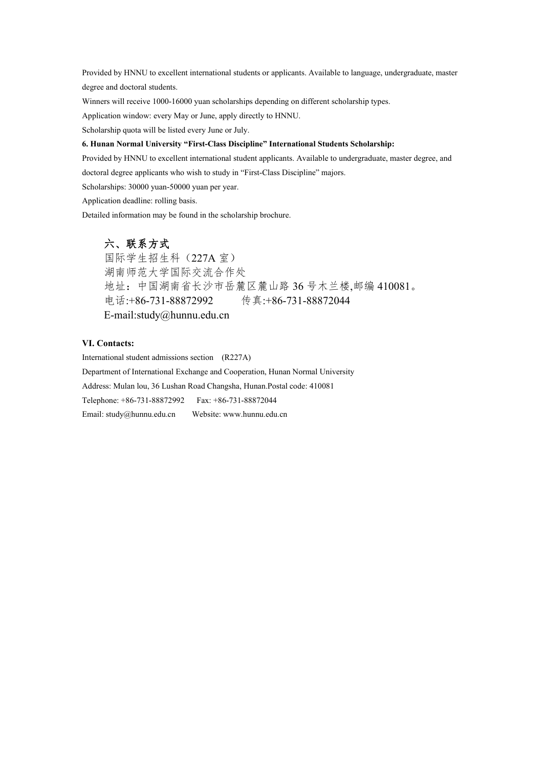Provided by HNNU to excellent international students or applicants. Available to language, undergraduate, master degree and doctoral students.

Winners will receive 1000-16000 yuan scholarships depending on different scholarship types.

Application window: every May or June, apply directly to HNNU.

Scholarship quota will be listed every June or July.

**6. Hunan Normal University "First-Class Discipline" International Students Scholarship:**

Provided by HNNU to excellent international student applicants. Available to undergraduate, master degree, and doctoral degree applicants who wish to study in "First-Class Discipline" majors.

Scholarships: 30000 yuan-50000 yuan per year.

Application deadline: rolling basis.

Detailed information may be found in the scholarship brochure.

## 六、联系方式

国际学生招生科（227A 室）

湖南师范大学国际交流合作处

地址：中国湖南省长沙市岳麓区麓山路 36 号木兰楼,邮编 410081。

电话:+86-731-88872992　　传真:+86-731-88872044

E-mail:study@hunnu.edu.cn

## VI. Contacts:

International student admissions section (R227A)

Department of International Exchange and Cooperation, Hunan Normal University

Address: Mulan lou, 36 Lushan Road Changsha, Hunan.Postal code: 410081

Telephone: +86-731-88872992　Fax: +86-731-88872044

Email: study@hunnu.edu.cn　Website: www.hunnu.edu.cn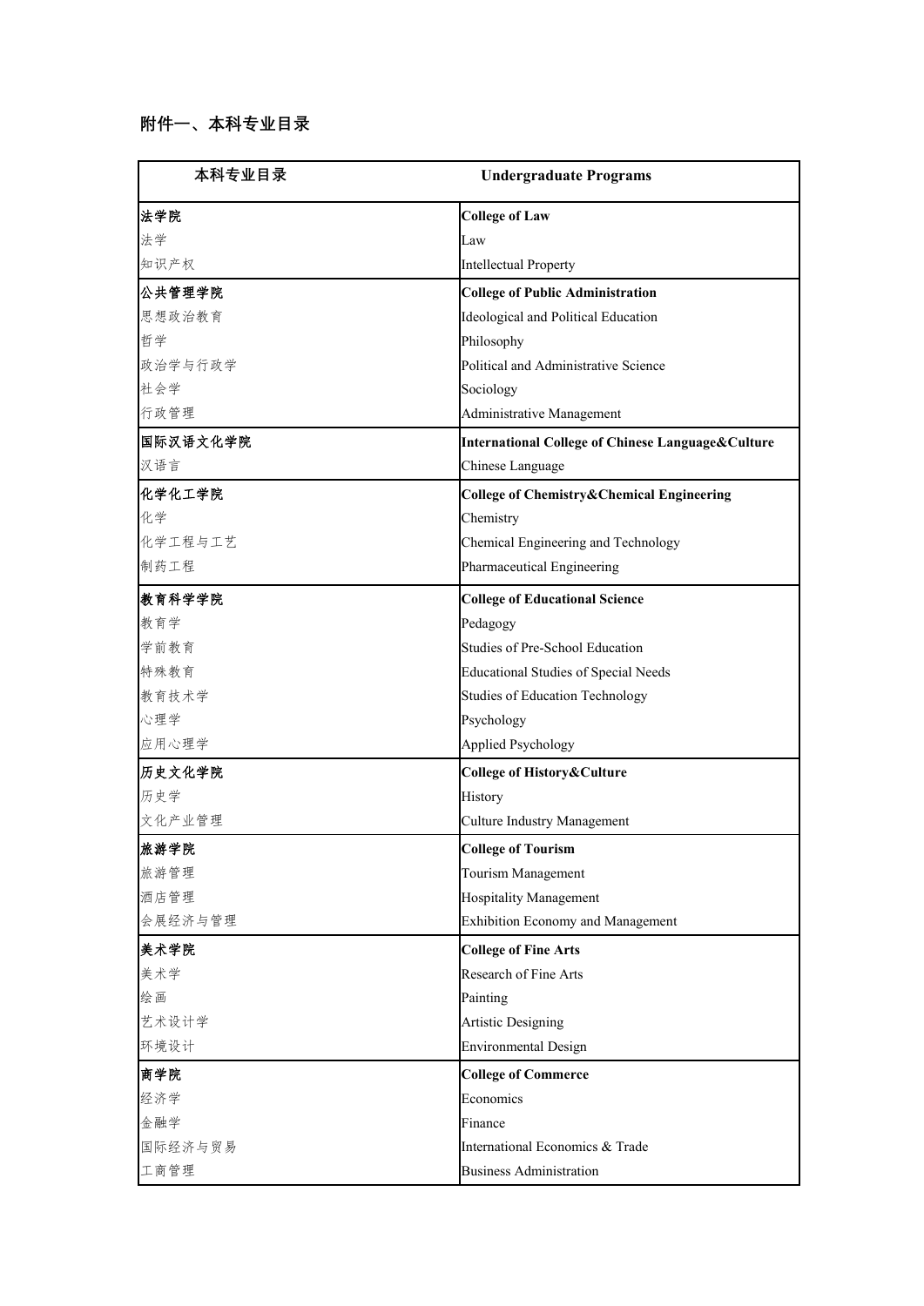### 附件一、本科专业目录

| 本科专业目录 | Undergraduate Programs |
| --- | --- |
| **法学院** | **College of Law** |
| 法学 | Law |
| 知识产权 | Intellectual Property |
| **公共管理学院** | **College of Public Administration** |
| 思想政治教育 | Ideological and Political Education |
| 哲学 | Philosophy |
| 政治学与行政学 | Political and Administrative Science |
| 社会学 | Sociology |
| 行政管理 | Administrative Management |
| **国际汉语文化学院** | **International College of Chinese Language&Culture** |
| 汉语言 | Chinese Language |
| **化学化工学院** | **College of Chemistry&Chemical Engineering** |
| 化学 | Chemistry |
| 化学工程与工艺 | Chemical Engineering and Technology |
| 制药工程 | Pharmaceutical Engineering |
| **教育科学学院** | **College of Educational Science** |
| 教育学 | Pedagogy |
| 学前教育 | Studies of Pre-School Education |
| 特殊教育 | Educational Studies of Special Needs |
| 教育技术学 | Studies of Education Technology |
| 心理学 | Psychology |
| 应用心理学 | Applied Psychology |
| **历史文化学院** | **College of History&Culture** |
| 历史学 | History |
| 文化产业管理 | Culture Industry Management |
| **旅游学院** | **College of Tourism** |
| 旅游管理 | Tourism Management |
| 酒店管理 | Hospitality Management |
| 会展经济与管理 | Exhibition Economy and Management |
| **美术学院** | **College of Fine Arts** |
| 美术学 | Research of Fine Arts |
| 绘画 | Painting |
| 艺术设计学 | Artistic Designing |
| 环境设计 | Environmental Design |
| **商学院** | **College of Commerce** |
| 经济学 | Economics |
| 金融学 | Finance |
| 国际经济与贸易 | International Economics & Trade |
| 工商管理 | Business Administration |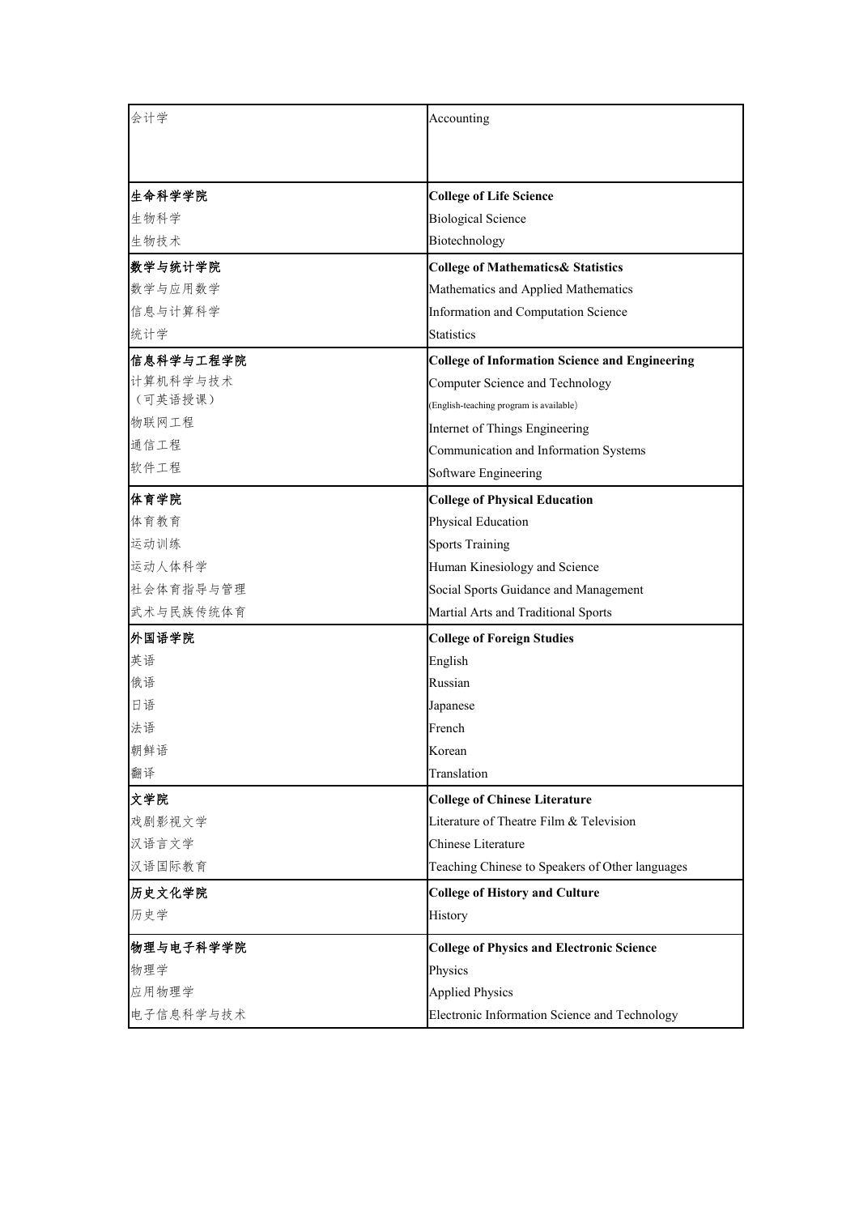| 会计学 | Accounting |
|---|---|
| **生命科学学院** | **College of Life Science** |
| 生物科学 | Biological Science |
| 生物技术 | Biotechnology |
| **数学与统计学院** | **College of Mathematics& Statistics** |
| 数学与应用数学 | Mathematics and Applied Mathematics |
| 信息与计算科学 | Information and Computation Science |
| 统计学 | Statistics |
| **信息科学与工程学院** | **College of Information Science and Engineering** |
| 计算机科学与技术（可英语授课） | Computer Science and Technology (English-teaching program is available) |
| 物联网工程 | Internet of Things Engineering |
| 通信工程 | Communication and Information Systems |
| 软件工程 | Software Engineering |
| **体育学院** | **College of Physical Education** |
| 体育教育 | Physical Education |
| 运动训练 | Sports Training |
| 运动人体科学 | Human Kinesiology and Science |
| 社会体育指导与管理 | Social Sports Guidance and Management |
| 武术与民族传统体育 | Martial Arts and Traditional Sports |
| **外国语学院** | **College of Foreign Studies** |
| 英语 | English |
| 俄语 | Russian |
| 日语 | Japanese |
| 法语 | French |
| 朝鲜语 | Korean |
| 翻译 | Translation |
| **文学院** | **College of Chinese Literature** |
| 戏剧影视文学 | Literature of Theatre Film & Television |
| 汉语言文学 | Chinese Literature |
| 汉语国际教育 | Teaching Chinese to Speakers of Other languages |
| **历史文化学院** | **College of History and Culture** |
| 历史学 | History |
| **物理与电子科学学院** | **College of Physics and Electronic Science** |
| 物理学 | Physics |
| 应用物理学 | Applied Physics |
| 电子信息科学与技术 | Electronic Information Science and Technology |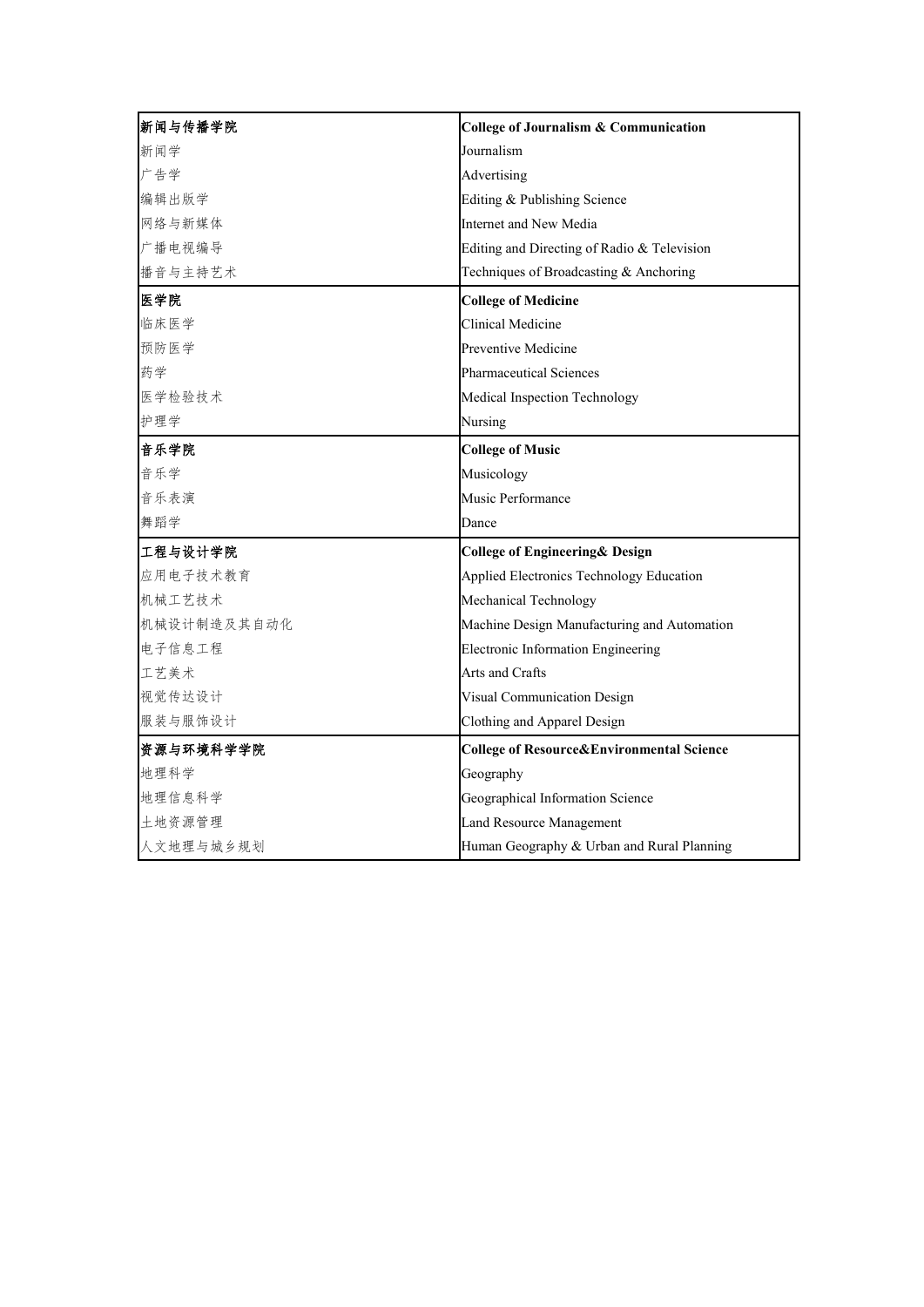| **新闻与传播学院** | **College of Journalism & Communication** |
|---|---|
| 新闻学 | Journalism |
| 广告学 | Advertising |
| 编辑出版学 | Editing & Publishing Science |
| 网络与新媒体 | Internet and New Media |
| 广播电视编导 | Editing and Directing of Radio & Television |
| 播音与主持艺术 | Techniques of Broadcasting & Anchoring |
| **医学院** | **College of Medicine** |
| 临床医学 | Clinical Medicine |
| 预防医学 | Preventive Medicine |
| 药学 | Pharmaceutical Sciences |
| 医学检验技术 | Medical Inspection Technology |
| 护理学 | Nursing |
| **音乐学院** | **College of Music** |
| 音乐学 | Musicology |
| 音乐表演 | Music Performance |
| 舞蹈学 | Dance |
| **工程与设计学院** | **College of Engineering& Design** |
| 应用电子技术教育 | Applied Electronics Technology Education |
| 机械工艺技术 | Mechanical Technology |
| 机械设计制造及其自动化 | Machine Design Manufacturing and Automation |
| 电子信息工程 | Electronic Information Engineering |
| 工艺美术 | Arts and Crafts |
| 视觉传达设计 | Visual Communication Design |
| 服装与服饰设计 | Clothing and Apparel Design |
| **资源与环境科学学院** | **College of Resource&Environmental Science** |
| 地理科学 | Geography |
| 地理信息科学 | Geographical Information Science |
| 土地资源管理 | Land Resource Management |
| 人文地理与城乡规划 | Human Geography & Urban and Rural Planning |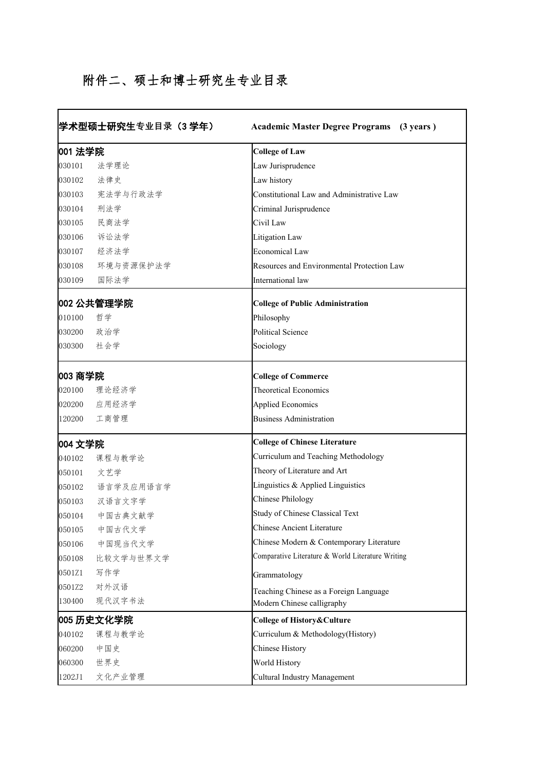# 附件二、硕士和博士研究生专业目录

| 学术型硕士研究生专业目录（3 学年） | Academic Master Degree Programs (3 years ) |
|---|---|
| **001 法学院** | **College of Law** |
| 030101 法学理论 | Law Jurisprudence |
| 030102 法律史 | Law history |
| 030103 宪法学与行政法学 | Constitutional Law and Administrative Law |
| 030104 刑法学 | Criminal Jurisprudence |
| 030105 民商法学 | Civil Law |
| 030106 诉讼法学 | Litigation Law |
| 030107 经济法学 | Economical Law |
| 030108 环境与资源保护法学 | Resources and Environmental Protection Law |
| 030109 国际法学 | International law |
| **002 公共管理学院** | **College of Public Administration** |
| 010100 哲学 | Philosophy |
| 030200 政治学 | Political Science |
| 030300 社会学 | Sociology |
| **003 商学院** | **College of Commerce** |
| 020100 理论经济学 | Theoretical Economics |
| 020200 应用经济学 | Applied Economics |
| 120200 工商管理 | Business Administration |
| **004 文学院** | **College of Chinese Literature** |
| 040102 课程与教学论 | Curriculum and Teaching Methodology |
| 050101 文艺学 | Theory of Literature and Art |
| 050102 语言学及应用语言学 | Linguistics & Applied Linguistics |
| 050103 汉语言文字学 | Chinese Philology |
| 050104 中国古典文献学 | Study of Chinese Classical Text |
| 050105 中国古代文学 | Chinese Ancient Literature |
| 050106 中国现当代文学 | Chinese Modern & Contemporary Literature |
| 050108 比较文学与世界文学 | Comparative Literature & World Literature Writing |
| 0501Z1 写作学 | Grammatology |
| 0501Z2 对外汉语 | Teaching Chinese as a Foreign Language |
| 130400 现代汉字书法 | Modern Chinese calligraphy |
| **005 历史文化学院** | **College of History&Culture** |
| 040102 课程与教学论 | Curriculum & Methodology(History) |
| 060200 中国史 | Chinese History |
| 060300 世界史 | World History |
| 1202J1 文化产业管理 | Cultural Industry Management |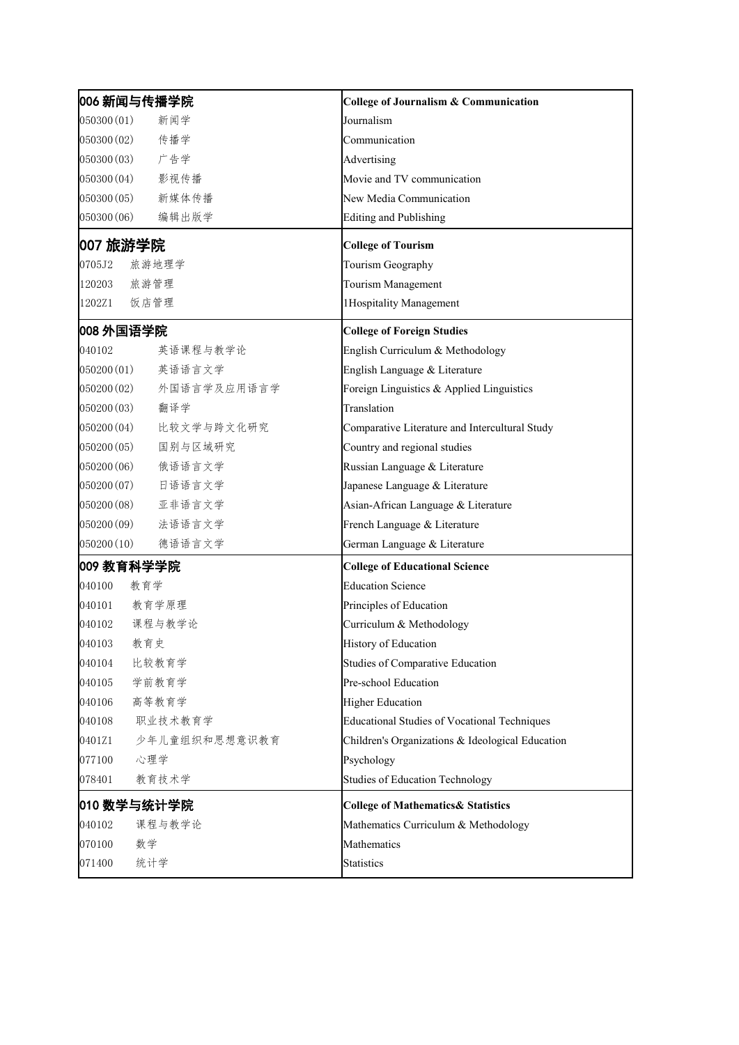| 006 新闻与传播学院 | College of Journalism & Communication |
|---|---|
| 050300(01)　新闻学 | Journalism |
| 050300(02)　传播学 | Communication |
| 050300(03)　广告学 | Advertising |
| 050300(04)　影视传播 | Movie and TV communication |
| 050300(05)　新媒体传播 | New Media Communication |
| 050300(06)　编辑出版学 | Editing and Publishing |
| **007 旅游学院** | **College of Tourism** |
| 0705J2　旅游地理学 | Tourism Geography |
| 120203　旅游管理 | Tourism Management |
| 1202Z1　饭店管理 | 1Hospitality Management |
| **008 外国语学院** | **College of Foreign Studies** |
| 040102　英语课程与教学论 | English Curriculum & Methodology |
| 050200(01)　英语语言文学 | English Language & Literature |
| 050200(02)　外国语言学及应用语言学 | Foreign Linguistics & Applied Linguistics |
| 050200(03)　翻译学 | Translation |
| 050200(04)　比较文学与跨文化研究 | Comparative Literature and Intercultural Study |
| 050200(05)　国别与区域研究 | Country and regional studies |
| 050200(06)　俄语语言文学 | Russian Language & Literature |
| 050200(07)　日语语言文学 | Japanese Language & Literature |
| 050200(08)　亚非语言文学 | Asian-African Language & Literature |
| 050200(09)　法语语言文学 | French Language & Literature |
| 050200(10)　德语语言文学 | German Language & Literature |
| **009 教育科学学院** | **College of Educational Science** |
| 040100　教育学 | Education Science |
| 040101　教育学原理 | Principles of Education |
| 040102　课程与教学论 | Curriculum & Methodology |
| 040103　教育史 | History of Education |
| 040104　比较教育学 | Studies of Comparative Education |
| 040105　学前教育学 | Pre-school Education |
| 040106　高等教育学 | Higher Education |
| 040108　职业技术教育学 | Educational Studies of Vocational Techniques |
| 0401Z1　少年儿童组织和思想意识教育 | Children's Organizations & Ideological Education |
| 077100　心理学 | Psychology |
| 078401　教育技术学 | Studies of Education Technology |
| **010 数学与统计学院** | **College of Mathematics& Statistics** |
| 040102　课程与教学论 | Mathematics Curriculum & Methodology |
| 070100　数学 | Mathematics |
| 071400　统计学 | Statistics |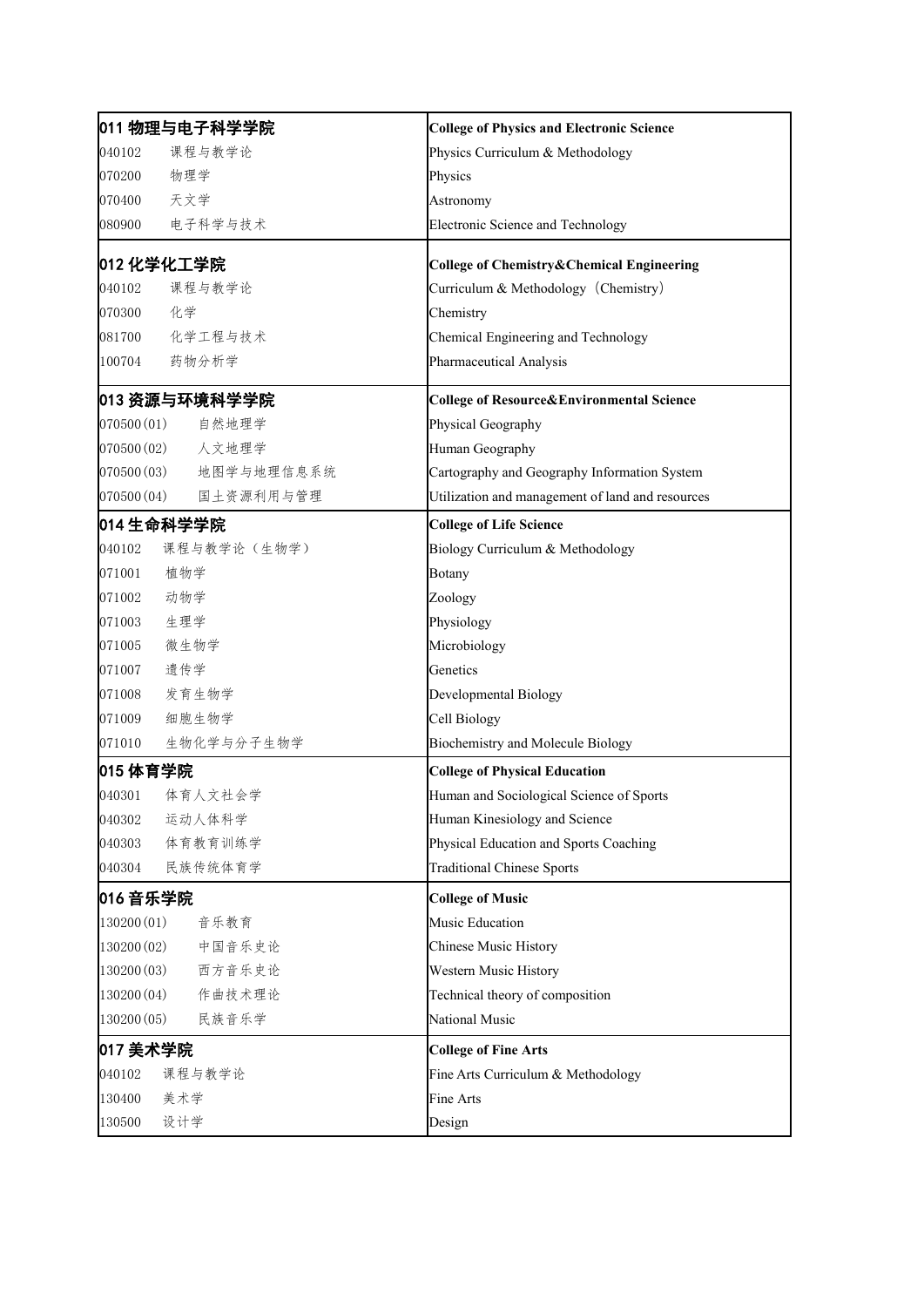| 011 物理与电子科学学院 | College of Physics and Electronic Science |
|---|---|
| 040102　课程与教学论 | Physics Curriculum & Methodology |
| 070200　物理学 | Physics |
| 070400　天文学 | Astronomy |
| 080900　电子科学与技术 | Electronic Science and Technology |
| **012 化学化工学院** | **College of Chemistry&Chemical Engineering** |
| 040102　课程与教学论 | Curriculum & Methodology（Chemistry） |
| 070300　化学 | Chemistry |
| 081700　化学工程与技术 | Chemical Engineering and Technology |
| 100704　药物分析学 | Pharmaceutical Analysis |
| **013 资源与环境科学学院** | **College of Resource&Environmental Science** |
| 070500(01)　自然地理学 | Physical Geography |
| 070500(02)　人文地理学 | Human Geography |
| 070500(03)　地图学与地理信息系统 | Cartography and Geography Information System |
| 070500(04)　国土资源利用与管理 | Utilization and management of land and resources |
| **014 生命科学学院** | **College of Life Science** |
| 040102　课程与教学论（生物学） | Biology Curriculum & Methodology |
| 071001　植物学 | Botany |
| 071002　动物学 | Zoology |
| 071003　生理学 | Physiology |
| 071005　微生物学 | Microbiology |
| 071007　遗传学 | Genetics |
| 071008　发育生物学 | Developmental Biology |
| 071009　细胞生物学 | Cell Biology |
| 071010　生物化学与分子生物学 | Biochemistry and Molecule Biology |
| **015 体育学院** | **College of Physical Education** |
| 040301　体育人文社会学 | Human and Sociological Science of Sports |
| 040302　运动人体科学 | Human Kinesiology and Science |
| 040303　体育教育训练学 | Physical Education and Sports Coaching |
| 040304　民族传统体育学 | Traditional Chinese Sports |
| **016 音乐学院** | **College of Music** |
| 130200(01)　音乐教育 | Music Education |
| 130200(02)　中国音乐史论 | Chinese Music History |
| 130200(03)　西方音乐史论 | Western Music History |
| 130200(04)　作曲技术理论 | Technical theory of composition |
| 130200(05)　民族音乐学 | National Music |
| **017 美术学院** | **College of Fine Arts** |
| 040102　课程与教学论 | Fine Arts Curriculum & Methodology |
| 130400　美术学 | Fine Arts |
| 130500　设计学 | Design |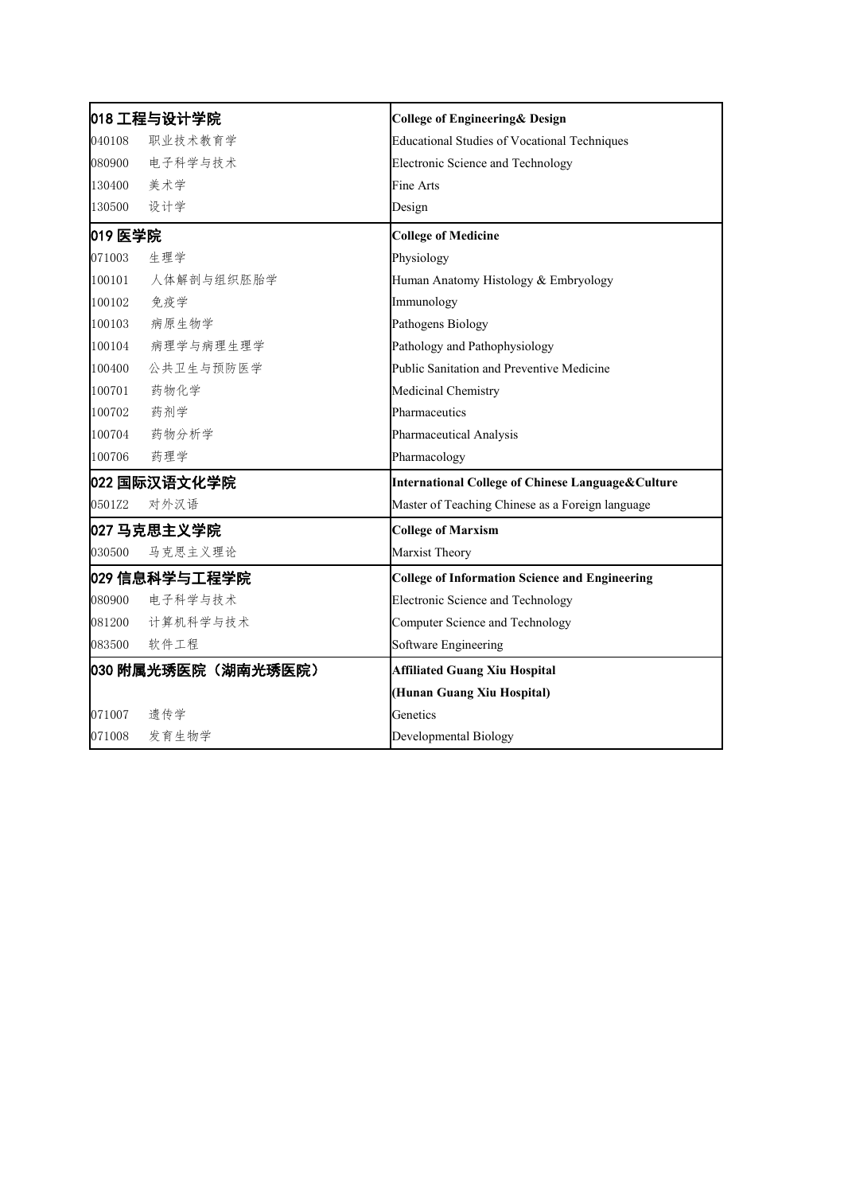| 018 工程与设计学院 | | College of Engineering& Design |
|---|---|---|
| 040108 | 职业技术教育学 | Educational Studies of Vocational Techniques |
| 080900 | 电子科学与技术 | Electronic Science and Technology |
| 130400 | 美术学 | Fine Arts |
| 130500 | 设计学 | Design |
| **019 医学院** | | **College of Medicine** |
| 071003 | 生理学 | Physiology |
| 100101 | 人体解剖与组织胚胎学 | Human Anatomy Histology & Embryology |
| 100102 | 免疫学 | Immunology |
| 100103 | 病原生物学 | Pathogens Biology |
| 100104 | 病理学与病理生理学 | Pathology and Pathophysiology |
| 100400 | 公共卫生与预防医学 | Public Sanitation and Preventive Medicine |
| 100701 | 药物化学 | Medicinal Chemistry |
| 100702 | 药剂学 | Pharmaceutics |
| 100704 | 药物分析学 | Pharmaceutical Analysis |
| 100706 | 药理学 | Pharmacology |
| **022 国际汉语文化学院** | | **International College of Chinese Language&Culture** |
| 0501Z2 | 对外汉语 | Master of Teaching Chinese as a Foreign language |
| **027 马克思主义学院** | | **College of Marxism** |
| 030500 | 马克思主义理论 | Marxist Theory |
| **029 信息科学与工程学院** | | **College of Information Science and Engineering** |
| 080900 | 电子科学与技术 | Electronic Science and Technology |
| 081200 | 计算机科学与技术 | Computer Science and Technology |
| 083500 | 软件工程 | Software Engineering |
| **030 附属光琇医院（湖南光琇医院）** | | **Affiliated Guang Xiu Hospital (Hunan Guang Xiu Hospital)** |
| 071007 | 遗传学 | Genetics |
| 071008 | 发育生物学 | Developmental Biology |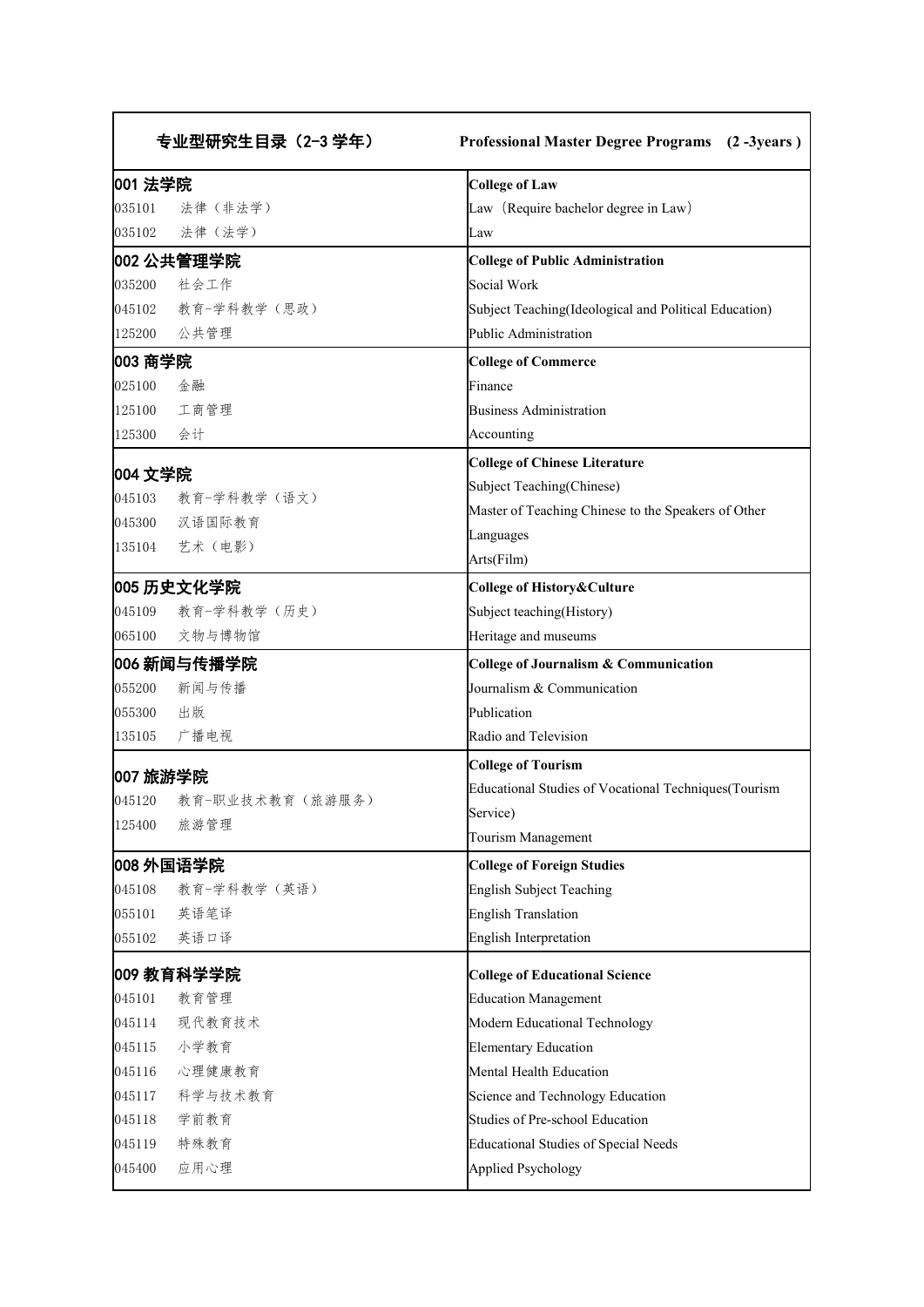| 专业型研究生目录（2-3 学年） | Professional Master Degree Programs (2 -3years ) |
|---|---|
| **001 法学院** | **College of Law** |
| 035101 法律（非法学） | Law（Require bachelor degree in Law） |
| 035102 法律（法学） | Law |
| **002 公共管理学院** | **College of Public Administration** |
| 035200 社会工作 | Social Work |
| 045102 教育-学科教学（思政） | Subject Teaching(Ideological and Political Education) |
| 125200 公共管理 | Public Administration |
| **003 商学院** | **College of Commerce** |
| 025100 金融 | Finance |
| 125100 工商管理 | Business Administration |
| 125300 会计 | Accounting |
| **004 文学院** | **College of Chinese Literature** |
| 045103 教育-学科教学（语文） | Subject Teaching(Chinese) |
| 045300 汉语国际教育 | Master of Teaching Chinese to the Speakers of Other Languages |
| 135104 艺术（电影） | Arts(Film) |
| **005 历史文化学院** | **College of History&Culture** |
| 045109 教育-学科教学（历史） | Subject teaching(History) |
| 065100 文物与博物馆 | Heritage and museums |
| **006 新闻与传播学院** | **College of Journalism & Communication** |
| 055200 新闻与传播 | Journalism & Communication |
| 055300 出版 | Publication |
| 135105 广播电视 | Radio and Television |
| **007 旅游学院** | **College of Tourism** |
| 045120 教育-职业技术教育（旅游服务） | Educational Studies of Vocational Techniques(Tourism Service) |
| 125400 旅游管理 | Tourism Management |
| **008 外国语学院** | **College of Foreign Studies** |
| 045108 教育-学科教学（英语） | English Subject Teaching |
| 055101 英语笔译 | English Translation |
| 055102 英语口译 | English Interpretation |
| **009 教育科学学院** | **College of Educational Science** |
| 045101 教育管理 | Education Management |
| 045114 现代教育技术 | Modern Educational Technology |
| 045115 小学教育 | Elementary Education |
| 045116 心理健康教育 | Mental Health Education |
| 045117 科学与技术教育 | Science and Technology Education |
| 045118 学前教育 | Studies of Pre-school Education |
| 045119 特殊教育 | Educational Studies of Special Needs |
| 045400 应用心理 | Applied Psychology |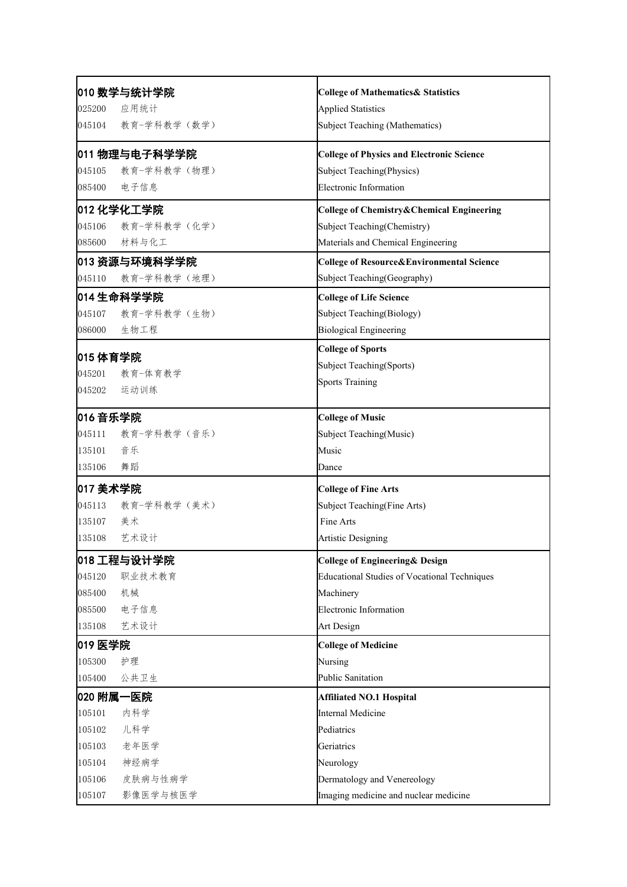| 中文 | English |
|---|---|
| **010 数学与统计学院** | **College of Mathematics& Statistics** |
| 025200　应用统计 | Applied Statistics |
| 045104　教育-学科教学（数学） | Subject Teaching (Mathematics) |
| **011 物理与电子科学学院** | **College of Physics and Electronic Science** |
| 045105　教育-学科教学（物理） | Subject Teaching(Physics) |
| 085400　电子信息 | Electronic Information |
| **012 化学化工学院** | **College of Chemistry&Chemical Engineering** |
| 045106　教育-学科教学（化学） | Subject Teaching(Chemistry) |
| 085600　材料与化工 | Materials and Chemical Engineering |
| **013 资源与环境科学学院** | **College of Resource&Environmental Science** |
| 045110　教育-学科教学（地理） | Subject Teaching(Geography) |
| **014 生命科学学院** | **College of Life Science** |
| 045107　教育-学科教学（生物） | Subject Teaching(Biology) |
| 086000　生物工程 | Biological Engineering |
| **015 体育学院** | **College of Sports** |
| 045201　教育-体育教学 | Subject Teaching(Sports) |
| 045202　运动训练 | Sports Training |
| **016 音乐学院** | **College of Music** |
| 045111　教育-学科教学（音乐） | Subject Teaching(Music) |
| 135101　音乐 | Music |
| 135106　舞蹈 | Dance |
| **017 美术学院** | **College of Fine Arts** |
| 045113　教育-学科教学（美术） | Subject Teaching(Fine Arts) |
| 135107　美术 | Fine Arts |
| 135108　艺术设计 | Artistic Designing |
| **018 工程与设计学院** | **College of Engineering& Design** |
| 045120　职业技术教育 | Educational Studies of Vocational Techniques |
| 085400　机械 | Machinery |
| 085500　电子信息 | Electronic Information |
| 135108　艺术设计 | Art Design |
| **019 医学院** | **College of Medicine** |
| 105300　护理 | Nursing |
| 105400　公共卫生 | Public Sanitation |
| **020 附属一医院** | **Affiliated NO.1 Hospital** |
| 105101　内科学 | Internal Medicine |
| 105102　儿科学 | Pediatrics |
| 105103　老年医学 | Geriatrics |
| 105104　神经病学 | Neurology |
| 105106　皮肤病与性病学 | Dermatology and Venereology |
| 105107　影像医学与核医学 | Imaging medicine and nuclear medicine |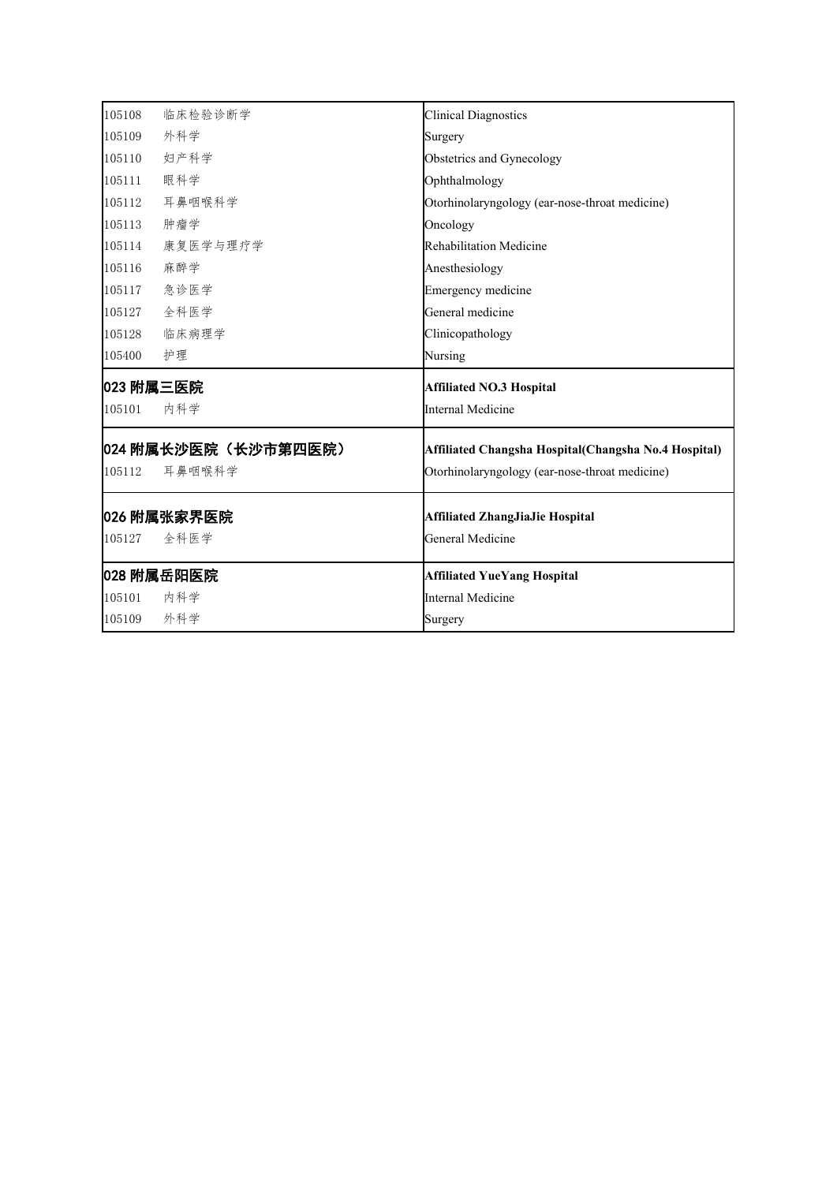| | | |
|---|---|---|
| 105108 | 临床检验诊断学 | Clinical Diagnostics |
| 105109 | 外科学 | Surgery |
| 105110 | 妇产科学 | Obstetrics and Gynecology |
| 105111 | 眼科学 | Ophthalmology |
| 105112 | 耳鼻咽喉科学 | Otorhinolaryngology (ear-nose-throat medicine) |
| 105113 | 肿瘤学 | Oncology |
| 105114 | 康复医学与理疗学 | Rehabilitation Medicine |
| 105116 | 麻醉学 | Anesthesiology |
| 105117 | 急诊医学 | Emergency medicine |
| 105127 | 全科医学 | General medicine |
| 105128 | 临床病理学 | Clinicopathology |
| 105400 | 护理 | Nursing |
| **023 附属三医院** | | **Affiliated NO.3 Hospital** |
| 105101 | 内科学 | Internal Medicine |
| **024 附属长沙医院（长沙市第四医院）** | | **Affiliated Changsha Hospital(Changsha No.4 Hospital)** |
| 105112 | 耳鼻咽喉科学 | Otorhinolaryngology (ear-nose-throat medicine) |
| **026 附属张家界医院** | | **Affiliated ZhangJiaJie Hospital** |
| 105127 | 全科医学 | General Medicine |
| **028 附属岳阳医院** | | **Affiliated YueYang Hospital** |
| 105101 | 内科学 | Internal Medicine |
| 105109 | 外科学 | Surgery |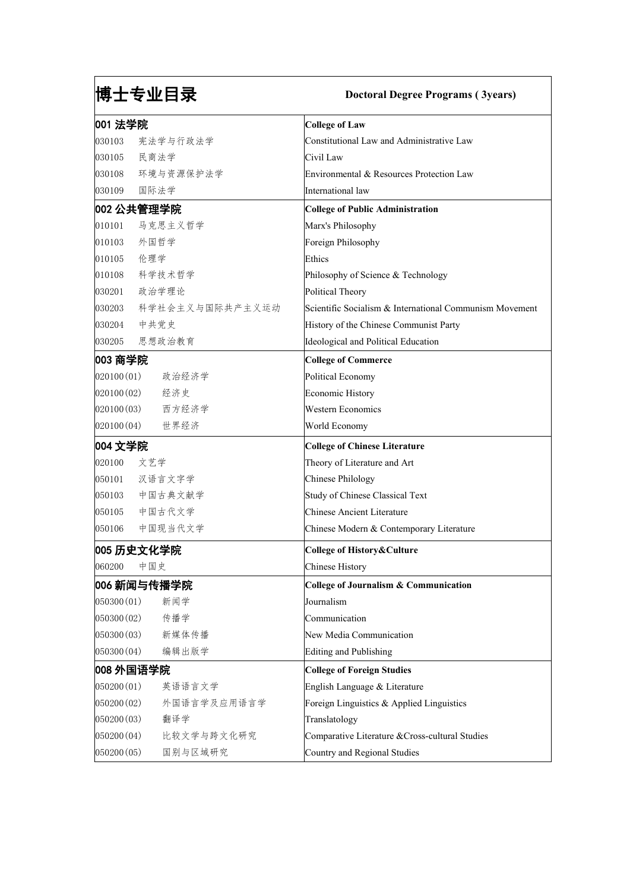| 博士专业目录 | Doctoral Degree Programs ( 3years) |
|---|---|
| **001 法学院** | **College of Law** |
| 030103　宪法学与行政法学 | Constitutional Law and Administrative Law |
| 030105　民商法学 | Civil Law |
| 030108　环境与资源保护法学 | Environmental & Resources Protection Law |
| 030109　国际法学 | International law |
| **002 公共管理学院** | **College of Public Administration** |
| 010101　马克思主义哲学 | Marx's Philosophy |
| 010103　外国哲学 | Foreign Philosophy |
| 010105　伦理学 | Ethics |
| 010108　科学技术哲学 | Philosophy of Science & Technology |
| 030201　政治学理论 | Political Theory |
| 030203　科学社会主义与国际共产主义运动 | Scientific Socialism & International Communism Movement |
| 030204　中共党史 | History of the Chinese Communist Party |
| 030205　思想政治教育 | Ideological and Political Education |
| **003 商学院** | **College of Commerce** |
| 020100(01)　政治经济学 | Political Economy |
| 020100(02)　经济史 | Economic History |
| 020100(03)　西方经济学 | Western Economics |
| 020100(04)　世界经济 | World Economy |
| **004 文学院** | **College of Chinese Literature** |
| 020100　文艺学 | Theory of Literature and Art |
| 050101　汉语言文字学 | Chinese Philology |
| 050103　中国古典文献学 | Study of Chinese Classical Text |
| 050105　中国古代文学 | Chinese Ancient Literature |
| 050106　中国现当代文学 | Chinese Modern & Contemporary Literature |
| **005 历史文化学院** | **College of History&Culture** |
| 060200　中国史 | Chinese History |
| **006 新闻与传播学院** | **College of Journalism & Communication** |
| 050300(01)　新闻学 | Journalism |
| 050300(02)　传播学 | Communication |
| 050300(03)　新媒体传播 | New Media Communication |
| 050300(04)　编辑出版学 | Editing and Publishing |
| **008 外国语学院** | **College of Foreign Studies** |
| 050200(01)　英语语言文学 | English Language & Literature |
| 050200(02)　外国语言学及应用语言学 | Foreign Linguistics & Applied Linguistics |
| 050200(03)　翻译学 | Translatology |
| 050200(04)　比较文学与跨文化研究 | Comparative Literature &Cross-cultural Studies |
| 050200(05)　国别与区域研究 | Country and Regional Studies |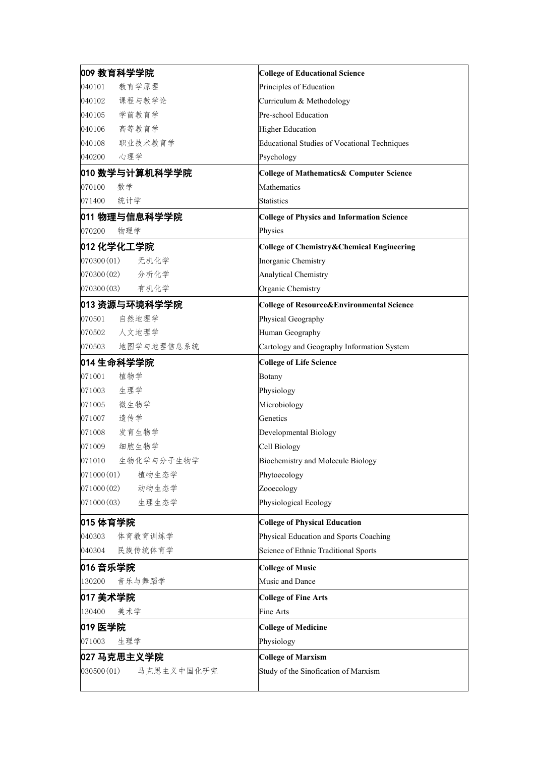| 009 教育科学学院 | College of Educational Science |
|---|---|
| 040101　教育学原理 | Principles of Education |
| 040102　课程与教学论 | Curriculum & Methodology |
| 040105　学前教育学 | Pre-school Education |
| 040106　高等教育学 | Higher Education |
| 040108　职业技术教育学 | Educational Studies of Vocational Techniques |
| 040200　心理学 | Psychology |
| **010 数学与计算机科学学院** | **College of Mathematics& Computer Science** |
| 070100　数学 | Mathematics |
| 071400　统计学 | Statistics |
| **011 物理与信息科学学院** | **College of Physics and Information Science** |
| 070200　物理学 | Physics |
| **012 化学化工学院** | **College of Chemistry&Chemical Engineering** |
| 070300(01)　无机化学 | Inorganic Chemistry |
| 070300(02)　分析化学 | Analytical Chemistry |
| 070300(03)　有机化学 | Organic Chemistry |
| **013 资源与环境科学学院** | **College of Resource&Environmental Science** |
| 070501　自然地理学 | Physical Geography |
| 070502　人文地理学 | Human Geography |
| 070503　地图学与地理信息系统 | Cartology and Geography Information System |
| **014 生命科学学院** | **College of Life Science** |
| 071001　植物学 | Botany |
| 071003　生理学 | Physiology |
| 071005　微生物学 | Microbiology |
| 071007　遗传学 | Genetics |
| 071008　发育生物学 | Developmental Biology |
| 071009　细胞生物学 | Cell Biology |
| 071010　生物化学与分子生物学 | Biochemistry and Molecule Biology |
| 071000(01)　植物生态学 | Phytoecology |
| 071000(02)　动物生态学 | Zooecology |
| 071000(03)　生理生态学 | Physiological Ecology |
| **015 体育学院** | **College of Physical Education** |
| 040303　体育教育训练学 | Physical Education and Sports Coaching |
| 040304　民族传统体育学 | Science of Ethnic Traditional Sports |
| **016 音乐学院** | **College of Music** |
| 130200　音乐与舞蹈学 | Music and Dance |
| **017 美术学院** | **College of Fine Arts** |
| 130400　美术学 | Fine Arts |
| **019 医学院** | **College of Medicine** |
| 071003　生理学 | Physiology |
| **027 马克思主义学院** | **College of Marxism** |
| 030500(01)　马克思主义中国化研究 | Study of the Sinofication of Marxism |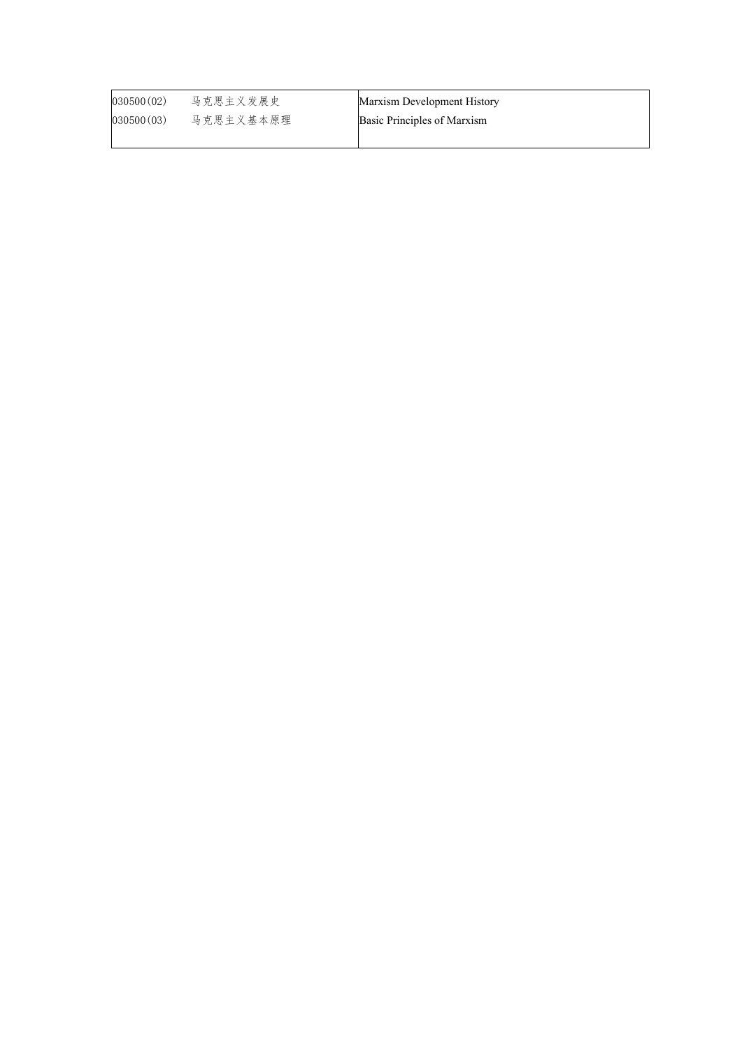| | | |
|---|---|---|
| 030500(02) | 马克思主义发展史 | Marxism Development History |
| 030500(03) | 马克思主义基本原理 | Basic Principles of Marxism |